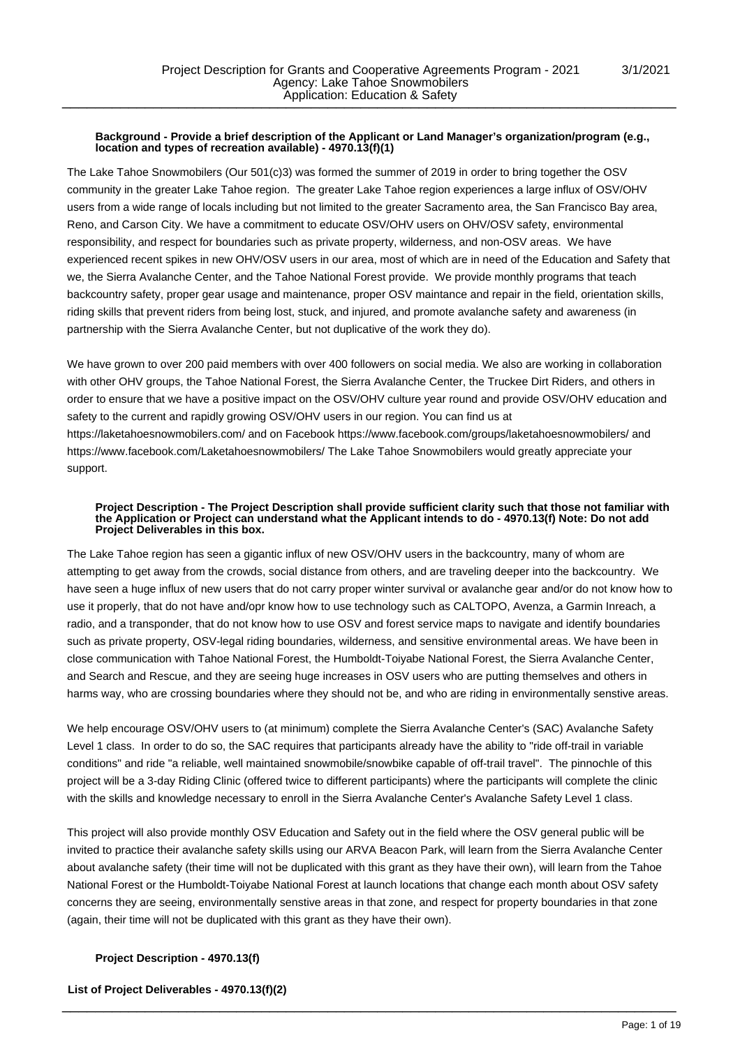Project Description for Grants and Cooperative Agreements Program - 2021
Agency: Lake Tahoe Snowmobilers
Application: Education & Safety

3/1/2021

**Background - Provide a brief description of the Applicant or Land Manager's organization/program (e.g., location and types of recreation available) - 4970.13(f)(1)**

The Lake Tahoe Snowmobilers (Our 501(c)3) was formed the summer of 2019 in order to bring together the OSV community in the greater Lake Tahoe region. The greater Lake Tahoe region experiences a large influx of OSV/OHV users from a wide range of locals including but not limited to the greater Sacramento area, the San Francisco Bay area, Reno, and Carson City. We have a commitment to educate OSV/OHV users on OHV/OSV safety, environmental responsibility, and respect for boundaries such as private property, wilderness, and non-OSV areas. We have experienced recent spikes in new OHV/OSV users in our area, most of which are in need of the Education and Safety that we, the Sierra Avalanche Center, and the Tahoe National Forest provide. We provide monthly programs that teach backcountry safety, proper gear usage and maintenance, proper OSV maintance and repair in the field, orientation skills, riding skills that prevent riders from being lost, stuck, and injured, and promote avalanche safety and awareness (in partnership with the Sierra Avalanche Center, but not duplicative of the work they do).

We have grown to over 200 paid members with over 400 followers on social media. We also are working in collaboration with other OHV groups, the Tahoe National Forest, the Sierra Avalanche Center, the Truckee Dirt Riders, and others in order to ensure that we have a positive impact on the OSV/OHV culture year round and provide OSV/OHV education and safety to the current and rapidly growing OSV/OHV users in our region. You can find us at https://laketahoesnowmobilers.com/ and on Facebook https://www.facebook.com/groups/laketahoesnowmobilers/ and https://www.facebook.com/Laketahoesnowmobilers/ The Lake Tahoe Snowmobilers would greatly appreciate your support.

**Project Description - The Project Description shall provide sufficient clarity such that those not familiar with the Application or Project can understand what the Applicant intends to do - 4970.13(f) Note: Do not add Project Deliverables in this box.**

The Lake Tahoe region has seen a gigantic influx of new OSV/OHV users in the backcountry, many of whom are attempting to get away from the crowds, social distance from others, and are traveling deeper into the backcountry. We have seen a huge influx of new users that do not carry proper winter survival or avalanche gear and/or do not know how to use it properly, that do not have and/opr know how to use technology such as CALTOPO, Avenza, a Garmin Inreach, a radio, and a transponder, that do not know how to use OSV and forest service maps to navigate and identify boundaries such as private property, OSV-legal riding boundaries, wilderness, and sensitive environmental areas. We have been in close communication with Tahoe National Forest, the Humboldt-Toiyabe National Forest, the Sierra Avalanche Center, and Search and Rescue, and they are seeing huge increases in OSV users who are putting themselves and others in harms way, who are crossing boundaries where they should not be, and who are riding in environmentally senstive areas.

We help encourage OSV/OHV users to (at minimum) complete the Sierra Avalanche Center's (SAC) Avalanche Safety Level 1 class. In order to do so, the SAC requires that participants already have the ability to "ride off-trail in variable conditions" and ride "a reliable, well maintained snowmobile/snowbike capable of off-trail travel". The pinnochle of this project will be a 3-day Riding Clinic (offered twice to different participants) where the participants will complete the clinic with the skills and knowledge necessary to enroll in the Sierra Avalanche Center's Avalanche Safety Level 1 class.

This project will also provide monthly OSV Education and Safety out in the field where the OSV general public will be invited to practice their avalanche safety skills using our ARVA Beacon Park, will learn from the Sierra Avalanche Center about avalanche safety (their time will not be duplicated with this grant as they have their own), will learn from the Tahoe National Forest or the Humboldt-Toiyabe National Forest at launch locations that change each month about OSV safety concerns they are seeing, environmentally senstive areas in that zone, and respect for property boundaries in that zone (again, their time will not be duplicated with this grant as they have their own).

**Project Description - 4970.13(f)**

**List of Project Deliverables - 4970.13(f)(2)**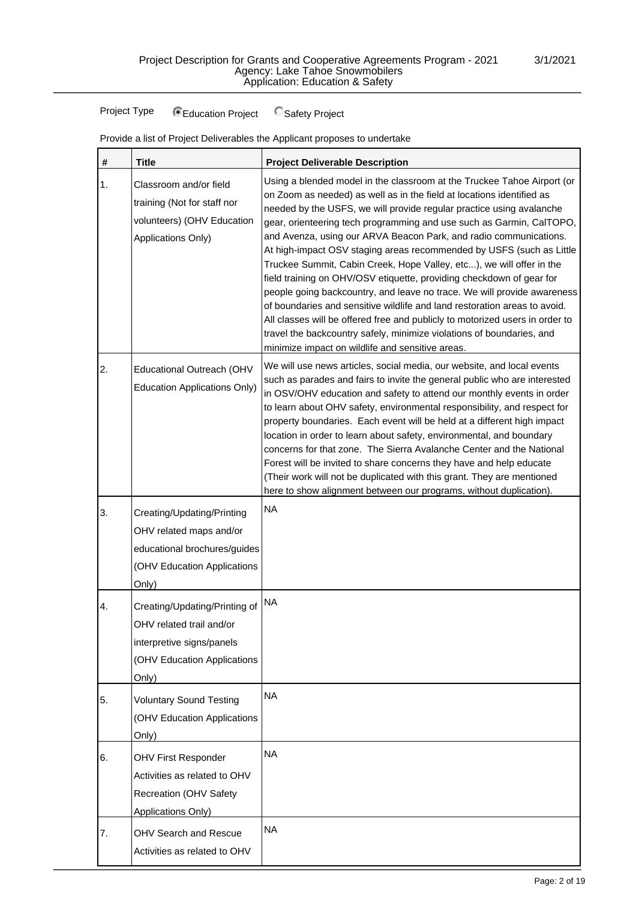Project Type ◉ Education Project ○ Safety Project

Provide a list of Project Deliverables the Applicant proposes to undertake

| # | Title | Project Deliverable Description |
|---|---|---|
| 1. | Classroom and/or field training (Not for staff nor volunteers) (OHV Education Applications Only) | Using a blended model in the classroom at the Truckee Tahoe Airport (or on Zoom as needed) as well as in the field at locations identified as needed by the USFS, we will provide regular practice using avalanche gear, orienteering tech programming and use such as Garmin, CalTOPO, and Avenza, using our ARVA Beacon Park, and radio communications. At high-impact OSV staging areas recommended by USFS (such as Little Truckee Summit, Cabin Creek, Hope Valley, etc...), we will offer in the field training on OHV/OSV etiquette, providing checkdown of gear for people going backcountry, and leave no trace. We will provide awareness of boundaries and sensitive wildlife and land restoration areas to avoid. All classes will be offered free and publicly to motorized users in order to travel the backcountry safely, minimize violations of boundaries, and minimize impact on wildlife and sensitive areas. |
| 2. | Educational Outreach (OHV Education Applications Only) | We will use news articles, social media, our website, and local events such as parades and fairs to invite the general public who are interested in OSV/OHV education and safety to attend our monthly events in order to learn about OHV safety, environmental responsibility, and respect for property boundaries. Each event will be held at a different high impact location in order to learn about safety, environmental, and boundary concerns for that zone. The Sierra Avalanche Center and the National Forest will be invited to share concerns they have and help educate (Their work will not be duplicated with this grant. They are mentioned here to show alignment between our programs, without duplication). |
| 3. | Creating/Updating/Printing OHV related maps and/or educational brochures/guides (OHV Education Applications Only) | NA |
| 4. | Creating/Updating/Printing of OHV related trail and/or interpretive signs/panels (OHV Education Applications Only) | NA |
| 5. | Voluntary Sound Testing (OHV Education Applications Only) | NA |
| 6. | OHV First Responder Activities as related to OHV Recreation (OHV Safety Applications Only) | NA |
| 7. | OHV Search and Rescue Activities as related to OHV | NA |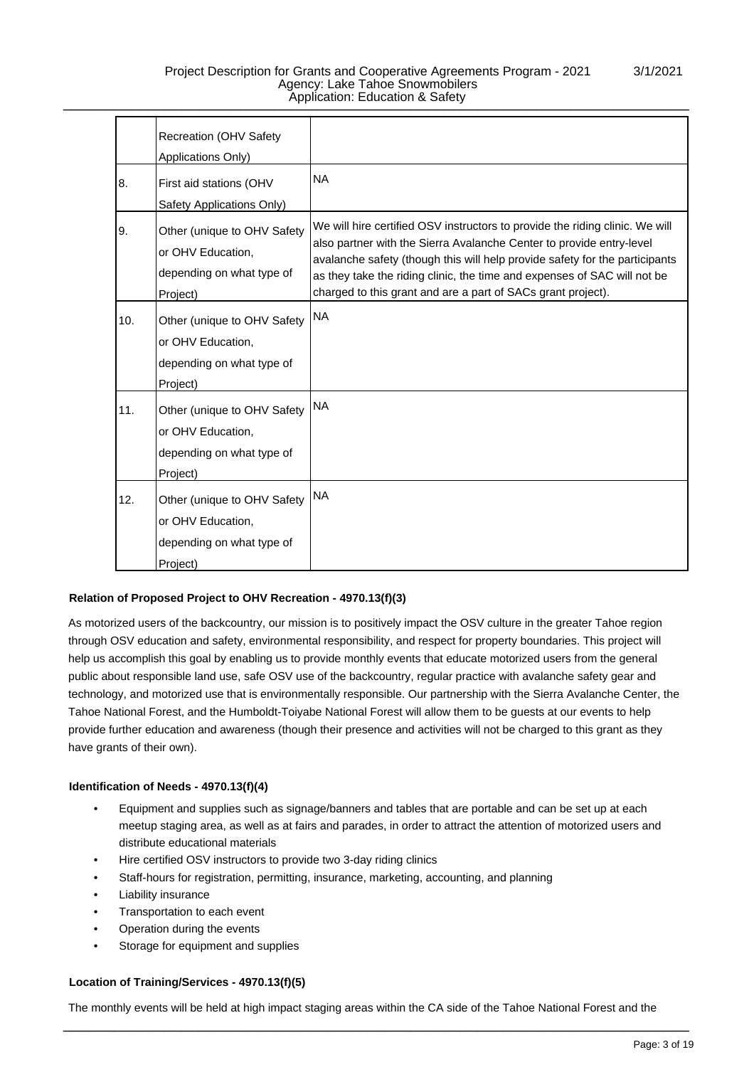|  |  |  |
|---|---|---|
|  | Recreation (OHV Safety Applications Only) |  |
| 8. | First aid stations (OHV Safety Applications Only) | NA |
| 9. | Other (unique to OHV Safety or OHV Education, depending on what type of Project) | We will hire certified OSV instructors to provide the riding clinic. We will also partner with the Sierra Avalanche Center to provide entry-level avalanche safety (though this will help provide safety for the participants as they take the riding clinic, the time and expenses of SAC will not be charged to this grant and are a part of SACs grant project). |
| 10. | Other (unique to OHV Safety or OHV Education, depending on what type of Project) | NA |
| 11. | Other (unique to OHV Safety or OHV Education, depending on what type of Project) | NA |
| 12. | Other (unique to OHV Safety or OHV Education, depending on what type of Project) | NA |

### Relation of Proposed Project to OHV Recreation - 4970.13(f)(3)

As motorized users of the backcountry, our mission is to positively impact the OSV culture in the greater Tahoe region through OSV education and safety, environmental responsibility, and respect for property boundaries. This project will help us accomplish this goal by enabling us to provide monthly events that educate motorized users from the general public about responsible land use, safe OSV use of the backcountry, regular practice with avalanche safety gear and technology, and motorized use that is environmentally responsible. Our partnership with the Sierra Avalanche Center, the Tahoe National Forest, and the Humboldt-Toiyabe National Forest will allow them to be guests at our events to help provide further education and awareness (though their presence and activities will not be charged to this grant as they have grants of their own).

### Identification of Needs - 4970.13(f)(4)

- Equipment and supplies such as signage/banners and tables that are portable and can be set up at each meetup staging area, as well as at fairs and parades, in order to attract the attention of motorized users and distribute educational materials
- Hire certified OSV instructors to provide two 3-day riding clinics
- Staff-hours for registration, permitting, insurance, marketing, accounting, and planning
- Liability insurance
- Transportation to each event
- Operation during the events
- Storage for equipment and supplies

### Location of Training/Services - 4970.13(f)(5)

The monthly events will be held at high impact staging areas within the CA side of the Tahoe National Forest and the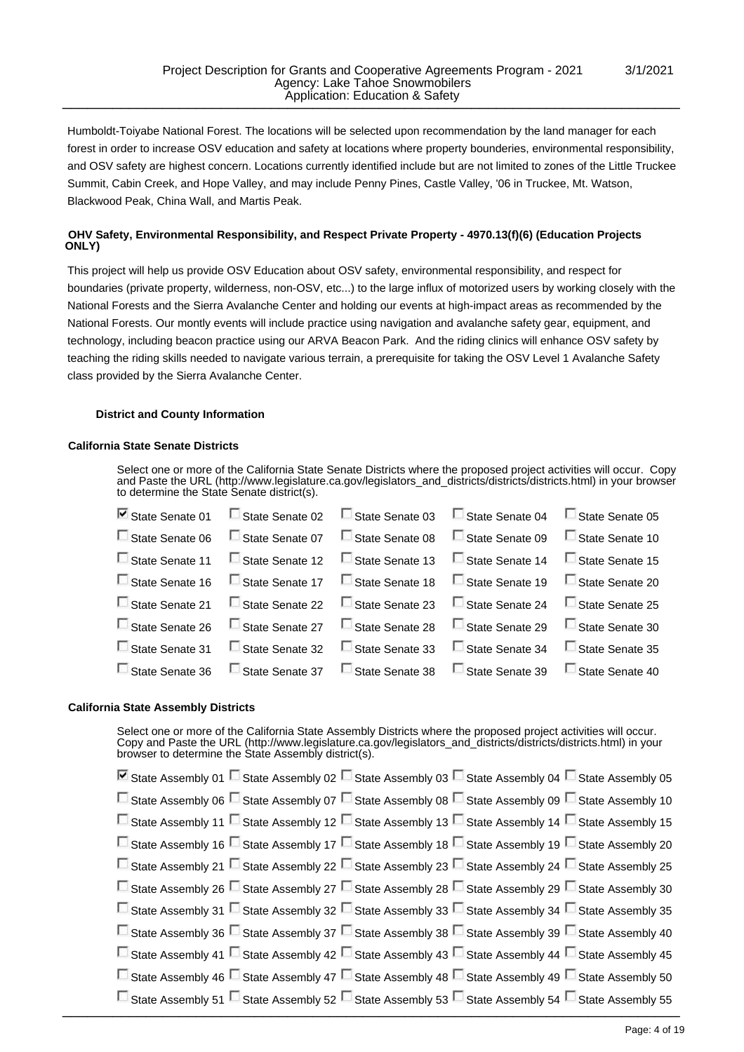Humboldt-Toiyabe National Forest. The locations will be selected upon recommendation by the land manager for each forest in order to increase OSV education and safety at locations where property bounderies, environmental responsibility, and OSV safety are highest concern. Locations currently identified include but are not limited to zones of the Little Truckee Summit, Cabin Creek, and Hope Valley, and may include Penny Pines, Castle Valley, '06 in Truckee, Mt. Watson, Blackwood Peak, China Wall, and Martis Peak.

**OHV Safety, Environmental Responsibility, and Respect Private Property - 4970.13(f)(6) (Education Projects ONLY)**

This project will help us provide OSV Education about OSV safety, environmental responsibility, and respect for boundaries (private property, wilderness, non-OSV, etc...) to the large influx of motorized users by working closely with the National Forests and the Sierra Avalanche Center and holding our events at high-impact areas as recommended by the National Forests. Our montly events will include practice using navigation and avalanche safety gear, equipment, and technology, including beacon practice using our ARVA Beacon Park. And the riding clinics will enhance OSV safety by teaching the riding skills needed to navigate various terrain, a prerequisite for taking the OSV Level 1 Avalanche Safety class provided by the Sierra Avalanche Center.

**District and County Information**

**California State Senate Districts**

Select one or more of the California State Senate Districts where the proposed project activities will occur. Copy and Paste the URL (http://www.legislature.ca.gov/legislators_and_districts/districts/districts.html) in your browser to determine the State Senate district(s).

- [x] State Senate 01
- [ ] State Senate 02 through State Senate 40 (all unchecked)

**California State Assembly Districts**

Select one or more of the California State Assembly Districts where the proposed project activities will occur. Copy and Paste the URL (http://www.legislature.ca.gov/legislators_and_districts/districts/districts.html) in your browser to determine the State Assembly district(s).

- [x] State Assembly 01
- [ ] State Assembly 02 through State Assembly 55 (all unchecked)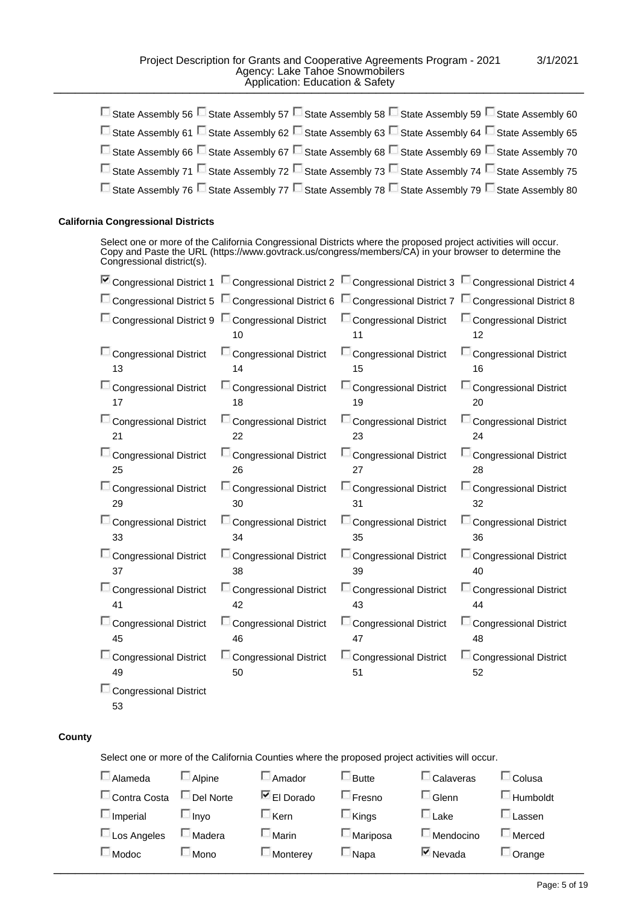- [ ] State Assembly 56 - [ ] State Assembly 57 - [ ] State Assembly 58 - [ ] State Assembly 59 - [ ] State Assembly 60
- [ ] State Assembly 61 - [ ] State Assembly 62 - [ ] State Assembly 63 - [ ] State Assembly 64 - [ ] State Assembly 65
- [ ] State Assembly 66 - [ ] State Assembly 67 - [ ] State Assembly 68 - [ ] State Assembly 69 - [ ] State Assembly 70
- [ ] State Assembly 71 - [ ] State Assembly 72 - [ ] State Assembly 73 - [ ] State Assembly 74 - [ ] State Assembly 75
- [ ] State Assembly 76 - [ ] State Assembly 77 - [ ] State Assembly 78 - [ ] State Assembly 79 - [ ] State Assembly 80

**California Congressional Districts**

Select one or more of the California Congressional Districts where the proposed project activities will occur. Copy and Paste the URL (https://www.govtrack.us/congress/members/CA) in your browser to determine the Congressional district(s).

- [x] Congressional District 1
- [ ] Congressional District 2
- [ ] Congressional District 3
- [ ] Congressional District 4
- [ ] Congressional District 5
- [ ] Congressional District 6
- [ ] Congressional District 7
- [ ] Congressional District 8
- [ ] Congressional District 9
- [ ] Congressional District 10
- [ ] Congressional District 11
- [ ] Congressional District 12
- [ ] Congressional District 13
- [ ] Congressional District 14
- [ ] Congressional District 15
- [ ] Congressional District 16
- [ ] Congressional District 17
- [ ] Congressional District 18
- [ ] Congressional District 19
- [ ] Congressional District 20
- [ ] Congressional District 21
- [ ] Congressional District 22
- [ ] Congressional District 23
- [ ] Congressional District 24
- [ ] Congressional District 25
- [ ] Congressional District 26
- [ ] Congressional District 27
- [ ] Congressional District 28
- [ ] Congressional District 29
- [ ] Congressional District 30
- [ ] Congressional District 31
- [ ] Congressional District 32
- [ ] Congressional District 33
- [ ] Congressional District 34
- [ ] Congressional District 35
- [ ] Congressional District 36
- [ ] Congressional District 37
- [ ] Congressional District 38
- [ ] Congressional District 39
- [ ] Congressional District 40
- [ ] Congressional District 41
- [ ] Congressional District 42
- [ ] Congressional District 43
- [ ] Congressional District 44
- [ ] Congressional District 45
- [ ] Congressional District 46
- [ ] Congressional District 47
- [ ] Congressional District 48
- [ ] Congressional District 49
- [ ] Congressional District 50
- [ ] Congressional District 51
- [ ] Congressional District 52
- [ ] Congressional District 53

**County**

Select one or more of the California Counties where the proposed project activities will occur.

- [ ] Alameda
- [ ] Alpine
- [ ] Amador
- [ ] Butte
- [ ] Calaveras
- [ ] Colusa
- [ ] Contra Costa
- [ ] Del Norte
- [x] El Dorado
- [ ] Fresno
- [ ] Glenn
- [ ] Humboldt
- [ ] Imperial
- [ ] Inyo
- [ ] Kern
- [ ] Kings
- [ ] Lake
- [ ] Lassen
- [ ] Los Angeles
- [ ] Madera
- [ ] Marin
- [ ] Mariposa
- [ ] Mendocino
- [ ] Merced
- [ ] Modoc
- [ ] Mono
- [ ] Monterey
- [ ] Napa
- [x] Nevada
- [ ] Orange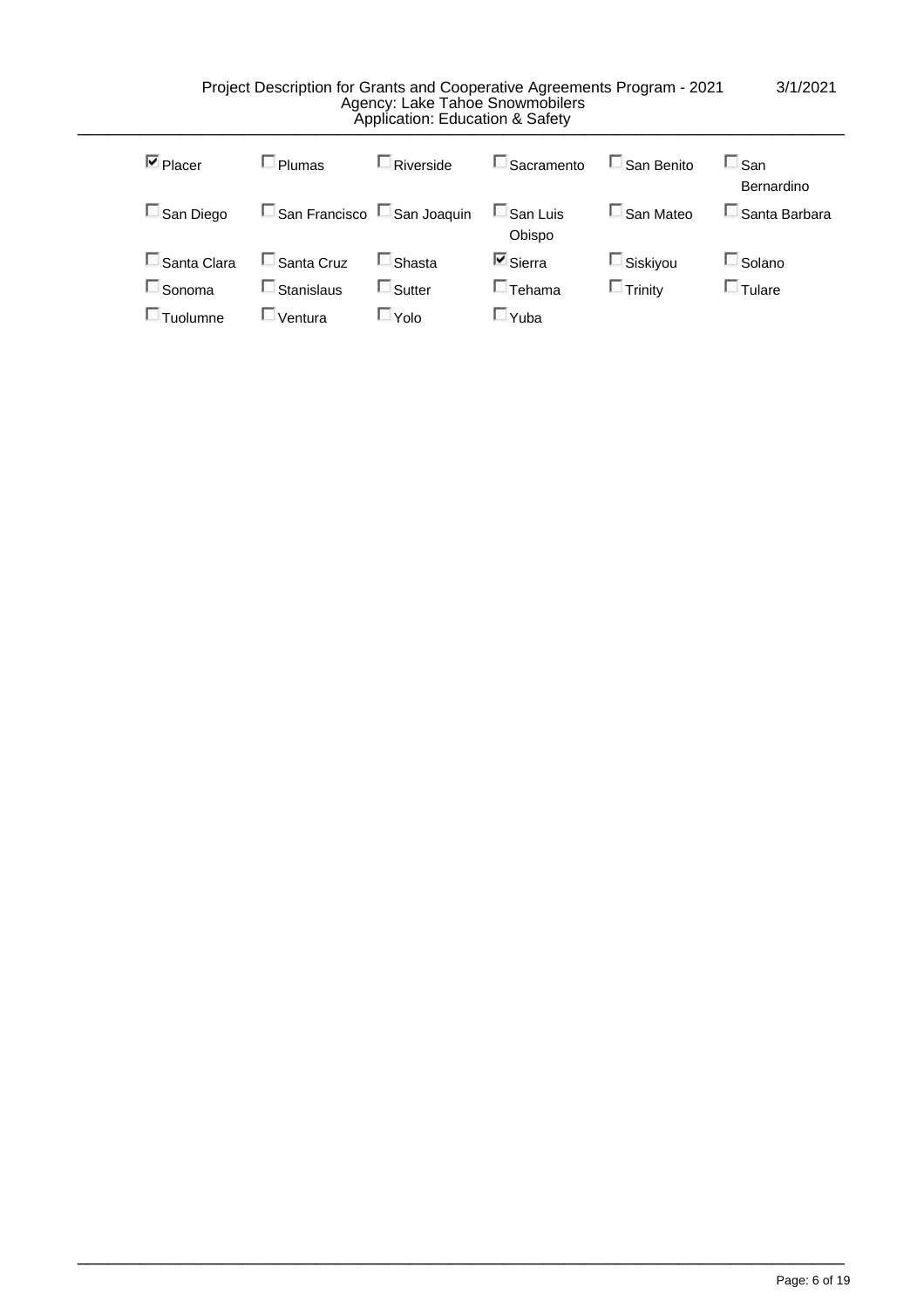- [x] Placer
- [ ] Plumas
- [ ] Riverside
- [ ] Sacramento
- [ ] San Benito
- [ ] San Bernardino
- [ ] San Diego
- [ ] San Francisco
- [ ] San Joaquin
- [ ] San Luis Obispo
- [ ] San Mateo
- [ ] Santa Barbara
- [ ] Santa Clara
- [ ] Santa Cruz
- [ ] Shasta
- [x] Sierra
- [ ] Siskiyou
- [ ] Solano
- [ ] Sonoma
- [ ] Stanislaus
- [ ] Sutter
- [ ] Tehama
- [ ] Trinity
- [ ] Tulare
- [ ] Tuolumne
- [ ] Ventura
- [ ] Yolo
- [ ] Yuba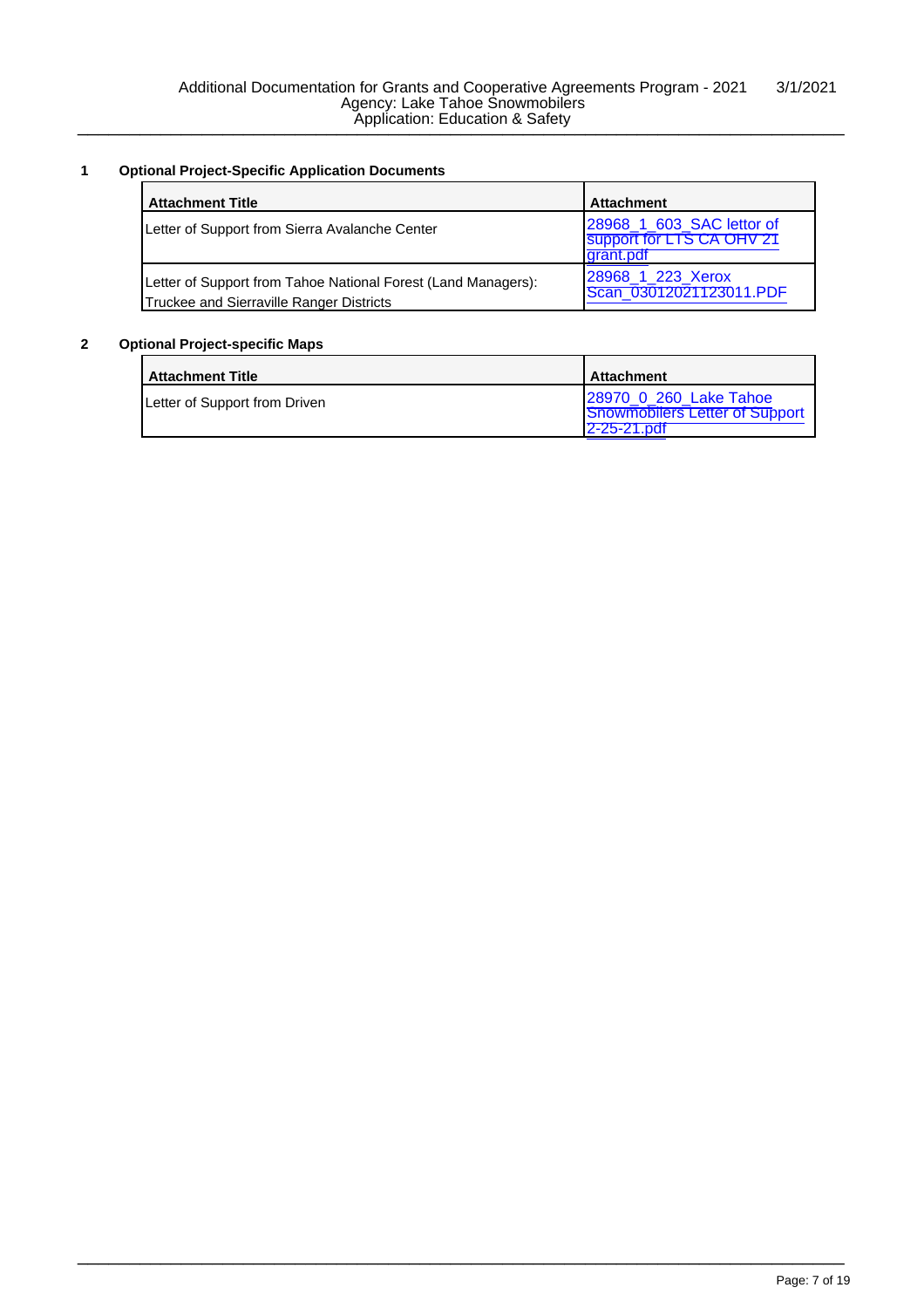Additional Documentation for Grants and Cooperative Agreements Program - 2021 3/1/2021
Agency: Lake Tahoe Snowmobilers
Application: Education & Safety

**1 Optional Project-Specific Application Documents**

| Attachment Title | Attachment |
|---|---|
| Letter of Support from Sierra Avalanche Center | 28968_1_603_SAC lettor of support for LTS CA OHV 21 grant.pdf |
| Letter of Support from Tahoe National Forest (Land Managers): Truckee and Sierraville Ranger Districts | 28968_1_223_Xerox Scan_03012021123011.PDF |

**2 Optional Project-specific Maps**

| Attachment Title | Attachment |
|---|---|
| Letter of Support from Driven | 28970_0_260_Lake Tahoe Snowmobilers Letter of Support 2-25-21.pdf |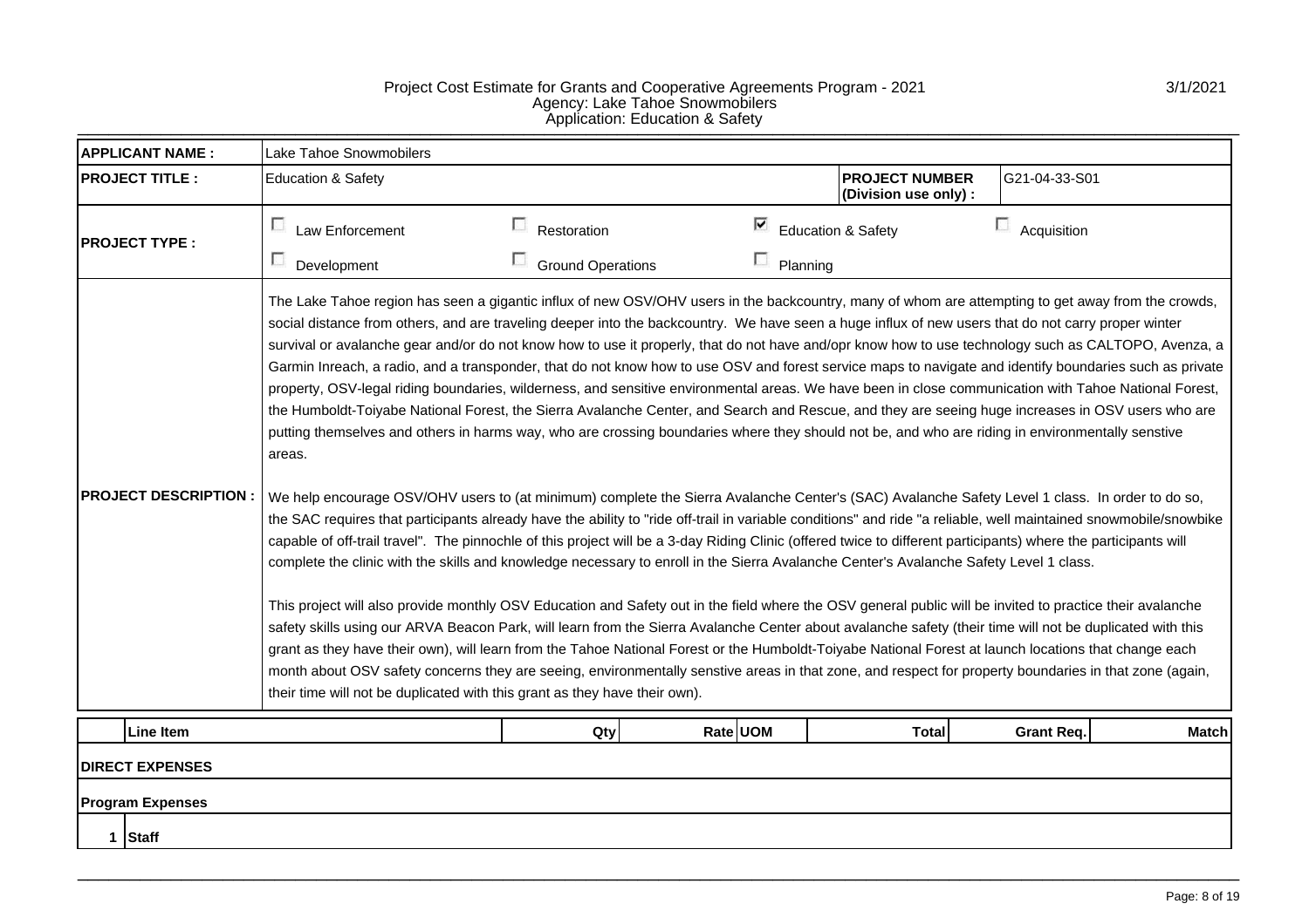Project Cost Estimate for Grants and Cooperative Agreements Program - 2021
Agency: Lake Tahoe Snowmobilers
Application: Education & Safety

3/1/2021

| | |
|---|---|
| **APPLICANT NAME :** | Lake Tahoe Snowmobilers |
| **PROJECT TITLE :** | Education & Safety — **PROJECT NUMBER (Division use only) :** G21-04-33-S01 |
| **PROJECT TYPE :** | ☐ Law Enforcement ☐ Restoration ☑ Education & Safety ☐ Acquisition ☐ Development ☐ Ground Operations ☐ Planning |
| **PROJECT DESCRIPTION :** | The Lake Tahoe region has seen a gigantic influx of new OSV/OHV users in the backcountry, many of whom are attempting to get away from the crowds, social distance from others, and are traveling deeper into the backcountry. We have seen a huge influx of new users that do not carry proper winter survival or avalanche gear and/or do not know how to use it properly, that do not have and/opr know how to use technology such as CALTOPO, Avenza, a Garmin Inreach, a radio, and a transponder, that do not know how to use OSV and forest service maps to navigate and identify boundaries such as private property, OSV-legal riding boundaries, wilderness, and sensitive environmental areas. We have been in close communication with Tahoe National Forest, the Humboldt-Toiyabe National Forest, the Sierra Avalanche Center, and Search and Rescue, and they are seeing huge increases in OSV users who are putting themselves and others in harms way, who are crossing boundaries where they should not be, and who are riding in environmentally senstive areas.<br><br>We help encourage OSV/OHV users to (at minimum) complete the Sierra Avalanche Center's (SAC) Avalanche Safety Level 1 class. In order to do so, the SAC requires that participants already have the ability to "ride off-trail in variable conditions" and ride "a reliable, well maintained snowmobile/snowbike capable of off-trail travel". The pinnochle of this project will be a 3-day Riding Clinic (offered twice to different participants) where the participants will complete the clinic with the skills and knowledge necessary to enroll in the Sierra Avalanche Center's Avalanche Safety Level 1 class.<br><br>This project will also provide monthly OSV Education and Safety out in the field where the OSV general public will be invited to practice their avalanche safety skills using our ARVA Beacon Park, will learn from the Sierra Avalanche Center about avalanche safety (their time will not be duplicated with this grant as they have their own), will learn from the Tahoe National Forest or the Humboldt-Toiyabe National Forest at launch locations that change each month about OSV safety concerns they are seeing, environmentally senstive areas in that zone, and respect for property boundaries in that zone (again, their time will not be duplicated with this grant as they have their own). |

| | Line Item | Qty | Rate | UOM | Total | Grant Req. | Match |
|---|---|---|---|---|---|---|---|
| **DIRECT EXPENSES** | | | | | | | |
| **Program Expenses** | | | | | | | |
| 1 | **Staff** | | | | | | |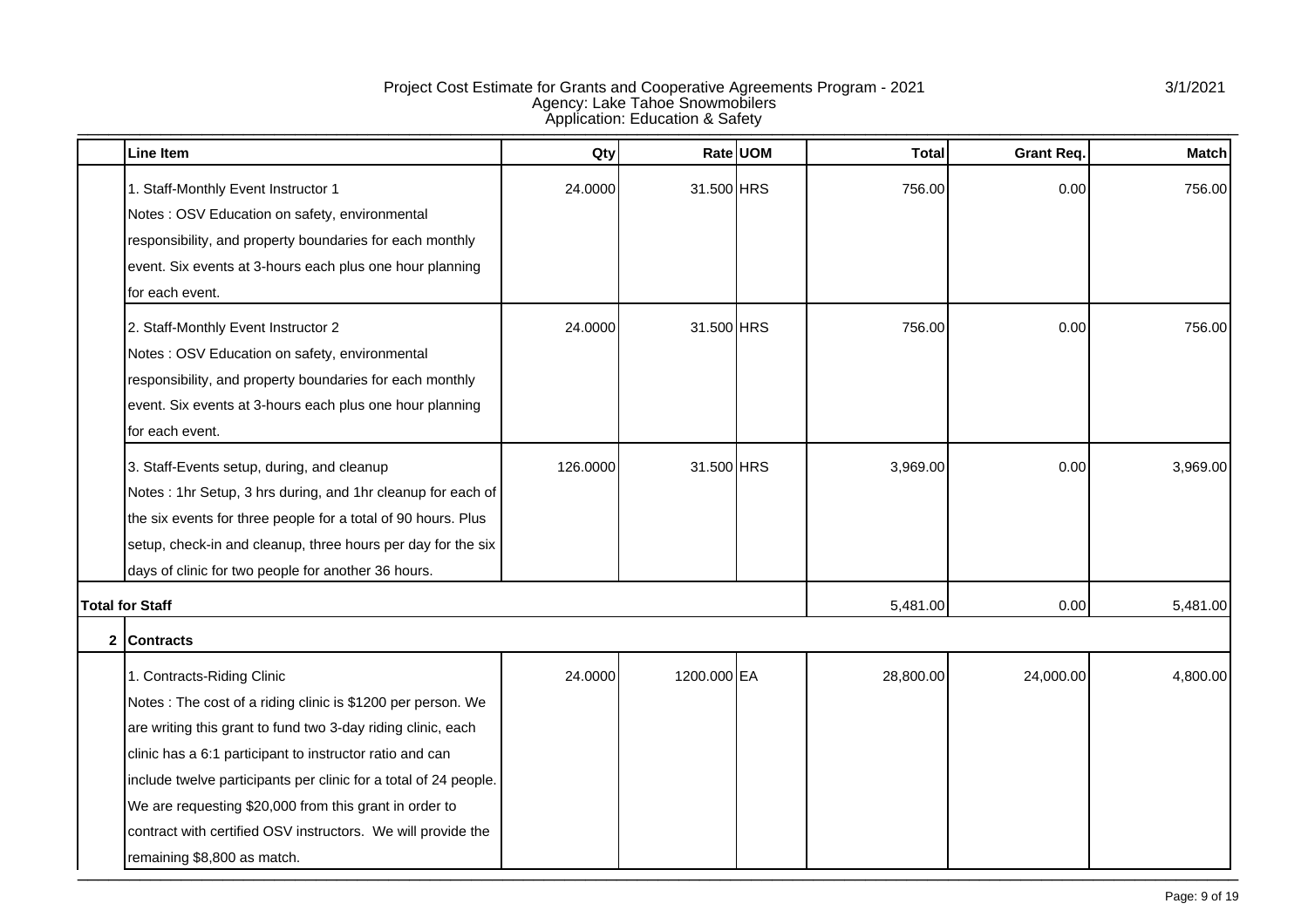Project Cost Estimate for Grants and Cooperative Agreements Program - 2021
Agency: Lake Tahoe Snowmobilers
Application: Education & Safety

3/1/2021

| | Line Item | Qty | Rate | UOM | Total | Grant Req. | Match |
|---|---|---|---|---|---|---|---|
| | 1. Staff-Monthly Event Instructor 1<br>Notes : OSV Education on safety, environmental responsibility, and property boundaries for each monthly event. Six events at 3-hours each plus one hour planning for each event. | 24.0000 | 31.500 | HRS | 756.00 | 0.00 | 756.00 |
| | 2. Staff-Monthly Event Instructor 2<br>Notes : OSV Education on safety, environmental responsibility, and property boundaries for each monthly event. Six events at 3-hours each plus one hour planning for each event. | 24.0000 | 31.500 | HRS | 756.00 | 0.00 | 756.00 |
| | 3. Staff-Events setup, during, and cleanup<br>Notes : 1hr Setup, 3 hrs during, and 1hr cleanup for each of the six events for three people for a total of 90 hours. Plus setup, check-in and cleanup, three hours per day for the six days of clinic for two people for another 36 hours. | 126.0000 | 31.500 | HRS | 3,969.00 | 0.00 | 3,969.00 |
| **Total for Staff** | | | | | 5,481.00 | 0.00 | 5,481.00 |
| **2** | **Contracts** | | | | | | |
| | 1. Contracts-Riding Clinic<br>Notes : The cost of a riding clinic is $1200 per person. We are writing this grant to fund two 3-day riding clinic, each clinic has a 6:1 participant to instructor ratio and can include twelve participants per clinic for a total of 24 people. We are requesting $20,000 from this grant in order to contract with certified OSV instructors. We will provide the remaining $8,800 as match. | 24.0000 | 1200.000 | EA | 28,800.00 | 24,000.00 | 4,800.00 |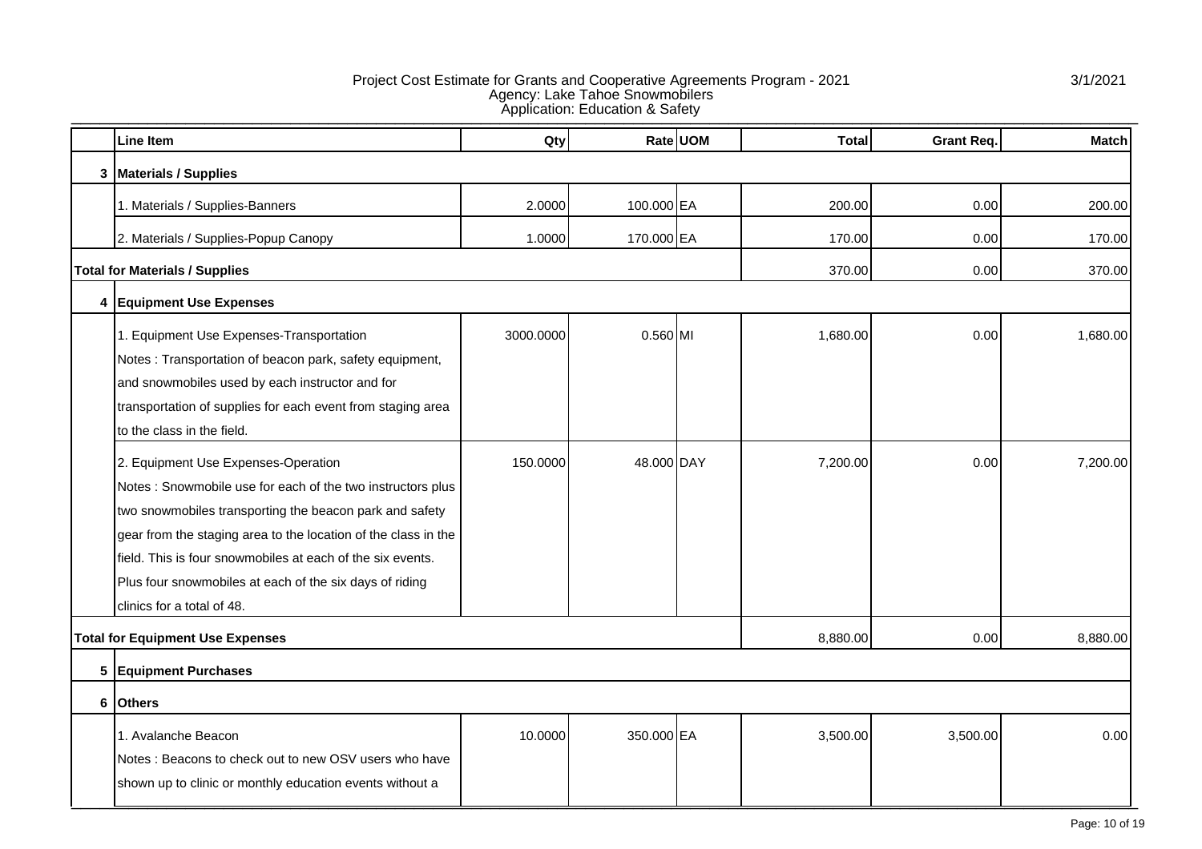Project Cost Estimate for Grants and Cooperative Agreements Program - 2021
Agency: Lake Tahoe Snowmobilers
Application: Education & Safety

3/1/2021

| | Line Item | Qty | Rate | UOM | Total | Grant Req. | Match |
|---|---|---|---|---|---|---|---|
| 3 | **Materials / Supplies** | | | | | | |
| | 1. Materials / Supplies-Banners | 2.0000 | 100.000 | EA | 200.00 | 0.00 | 200.00 |
| | 2. Materials / Supplies-Popup Canopy | 1.0000 | 170.000 | EA | 170.00 | 0.00 | 170.00 |
| **Total for Materials / Supplies** | | | | | 370.00 | 0.00 | 370.00 |
| 4 | **Equipment Use Expenses** | | | | | | |
| | 1. Equipment Use Expenses-Transportation<br>Notes : Transportation of beacon park, safety equipment, and snowmobiles used by each instructor and for transportation of supplies for each event from staging area to the class in the field. | 3000.0000 | 0.560 | MI | 1,680.00 | 0.00 | 1,680.00 |
| | 2. Equipment Use Expenses-Operation<br>Notes : Snowmobile use for each of the two instructors plus two snowmobiles transporting the beacon park and safety gear from the staging area to the location of the class in the field. This is four snowmobiles at each of the six events. Plus four snowmobiles at each of the six days of riding clinics for a total of 48. | 150.0000 | 48.000 | DAY | 7,200.00 | 0.00 | 7,200.00 |
| **Total for Equipment Use Expenses** | | | | | 8,880.00 | 0.00 | 8,880.00 |
| 5 | **Equipment Purchases** | | | | | | |
| 6 | **Others** | | | | | | |
| | 1. Avalanche Beacon<br>Notes : Beacons to check out to new OSV users who have shown up to clinic or monthly education events without a | 10.0000 | 350.000 | EA | 3,500.00 | 3,500.00 | 0.00 |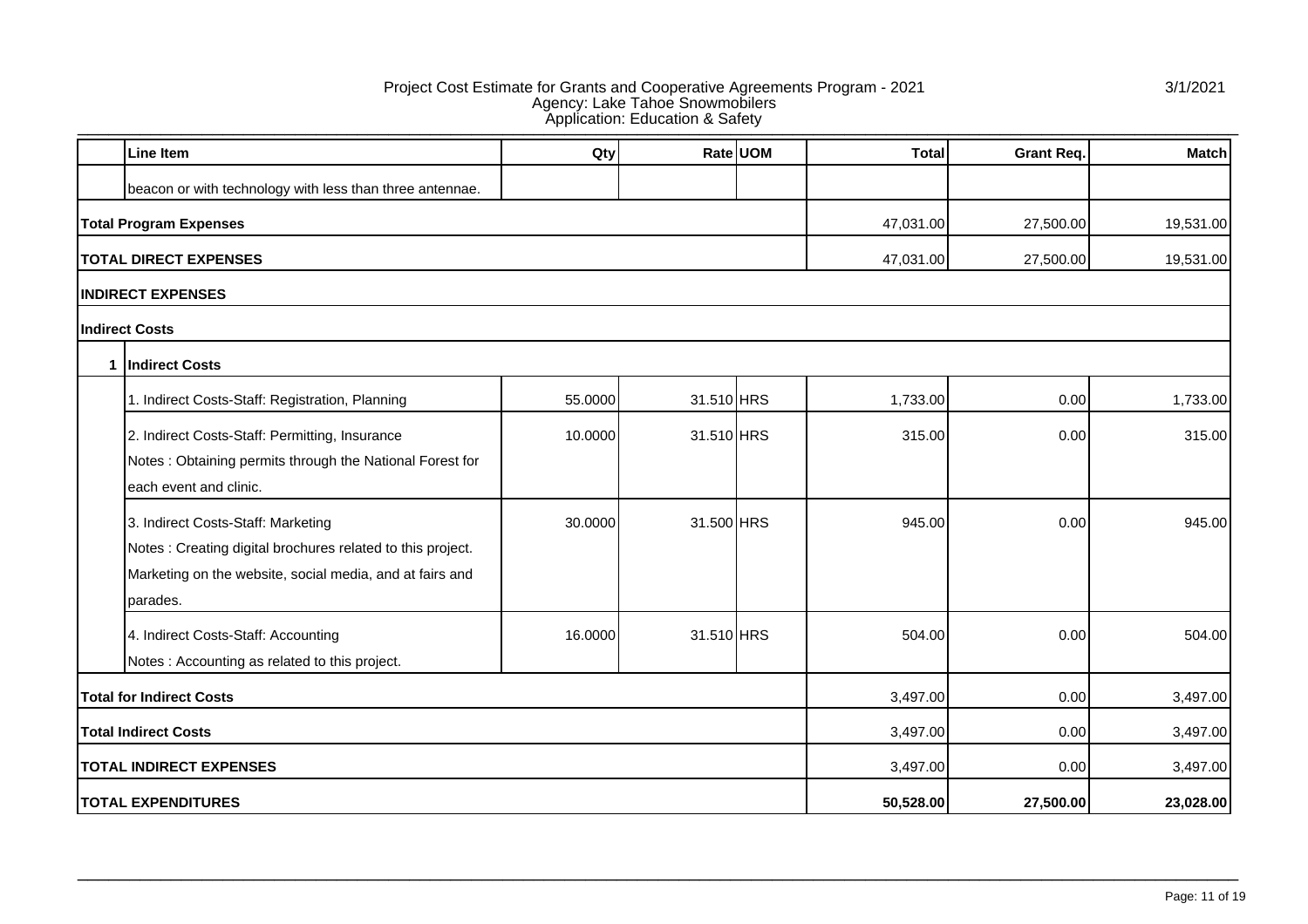Project Cost Estimate for Grants and Cooperative Agreements Program - 2021
Agency: Lake Tahoe Snowmobilers
Application: Education & Safety

3/1/2021

| | Line Item | Qty | Rate | UOM | Total | Grant Req. | Match |
|---|---|---|---|---|---|---|---|
| | beacon or with technology with less than three antennae. | | | | | | |
| **Total Program Expenses** | | | | | 47,031.00 | 27,500.00 | 19,531.00 |
| **TOTAL DIRECT EXPENSES** | | | | | 47,031.00 | 27,500.00 | 19,531.00 |
| **INDIRECT EXPENSES** | | | | | | | |
| **Indirect Costs** | | | | | | | |
| **1** | **Indirect Costs** | | | | | | |
| | 1. Indirect Costs-Staff: Registration, Planning | 55.0000 | 31.510 | HRS | 1,733.00 | 0.00 | 1,733.00 |
| | 2. Indirect Costs-Staff: Permitting, Insurance<br>Notes : Obtaining permits through the National Forest for each event and clinic. | 10.0000 | 31.510 | HRS | 315.00 | 0.00 | 315.00 |
| | 3. Indirect Costs-Staff: Marketing<br>Notes : Creating digital brochures related to this project. Marketing on the website, social media, and at fairs and parades. | 30.0000 | 31.500 | HRS | 945.00 | 0.00 | 945.00 |
| | 4. Indirect Costs-Staff: Accounting<br>Notes : Accounting as related to this project. | 16.0000 | 31.510 | HRS | 504.00 | 0.00 | 504.00 |
| **Total for Indirect Costs** | | | | | 3,497.00 | 0.00 | 3,497.00 |
| **Total Indirect Costs** | | | | | 3,497.00 | 0.00 | 3,497.00 |
| **TOTAL INDIRECT EXPENSES** | | | | | 3,497.00 | 0.00 | 3,497.00 |
| **TOTAL EXPENDITURES** | | | | | **50,528.00** | **27,500.00** | **23,028.00** |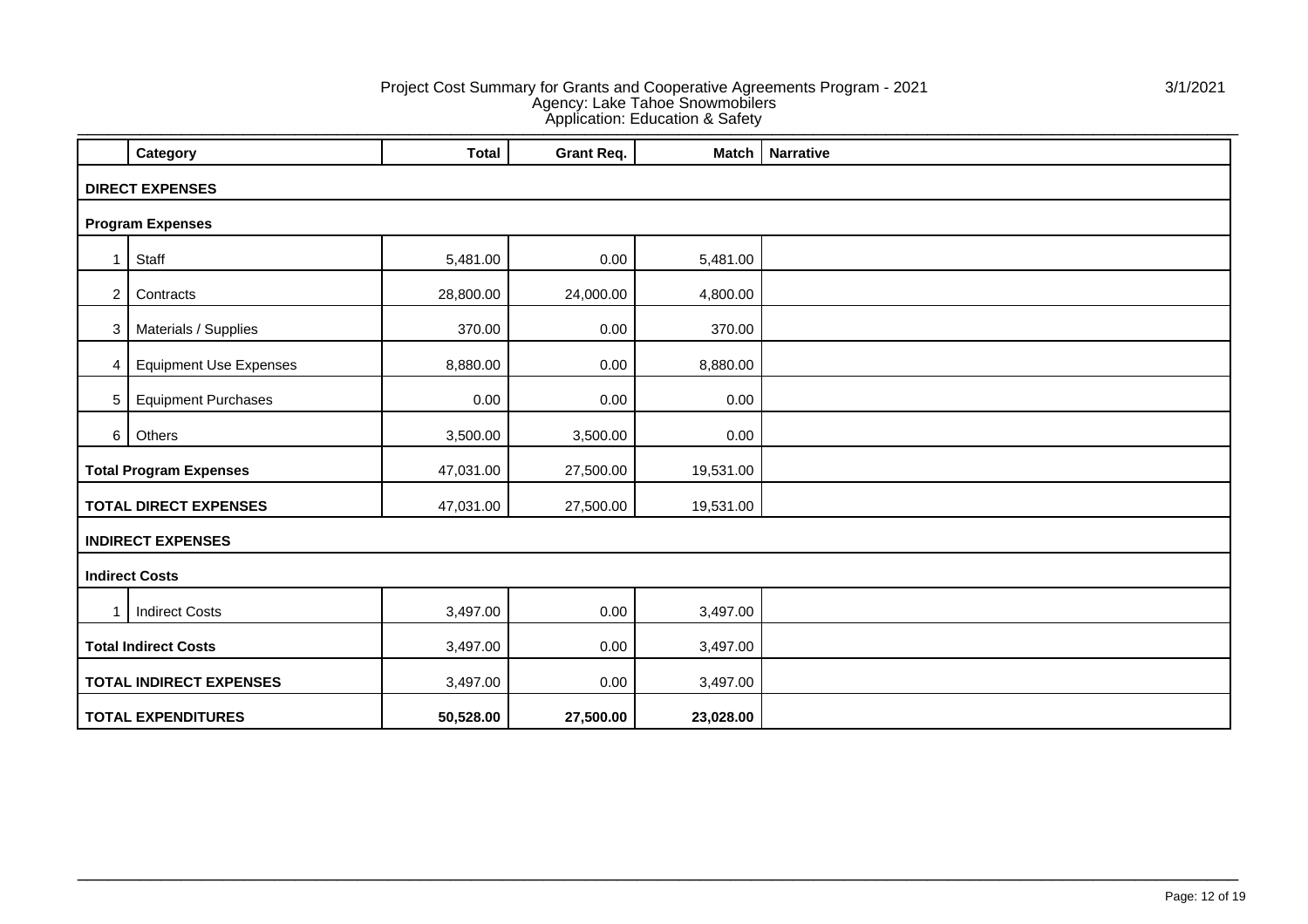Project Cost Summary for Grants and Cooperative Agreements Program - 2021
Agency: Lake Tahoe Snowmobilers
Application: Education & Safety

3/1/2021

| | Category | Total | Grant Req. | Match | Narrative |
|---|---|---|---|---|---|
| **DIRECT EXPENSES** | | | | | |
| **Program Expenses** | | | | | |
| 1 | Staff | 5,481.00 | 0.00 | 5,481.00 | |
| 2 | Contracts | 28,800.00 | 24,000.00 | 4,800.00 | |
| 3 | Materials / Supplies | 370.00 | 0.00 | 370.00 | |
| 4 | Equipment Use Expenses | 8,880.00 | 0.00 | 8,880.00 | |
| 5 | Equipment Purchases | 0.00 | 0.00 | 0.00 | |
| 6 | Others | 3,500.00 | 3,500.00 | 0.00 | |
| **Total Program Expenses** | | 47,031.00 | 27,500.00 | 19,531.00 | |
| **TOTAL DIRECT EXPENSES** | | 47,031.00 | 27,500.00 | 19,531.00 | |
| **INDIRECT EXPENSES** | | | | | |
| **Indirect Costs** | | | | | |
| 1 | Indirect Costs | 3,497.00 | 0.00 | 3,497.00 | |
| **Total Indirect Costs** | | 3,497.00 | 0.00 | 3,497.00 | |
| **TOTAL INDIRECT EXPENSES** | | 3,497.00 | 0.00 | 3,497.00 | |
| **TOTAL EXPENDITURES** | | **50,528.00** | **27,500.00** | **23,028.00** | |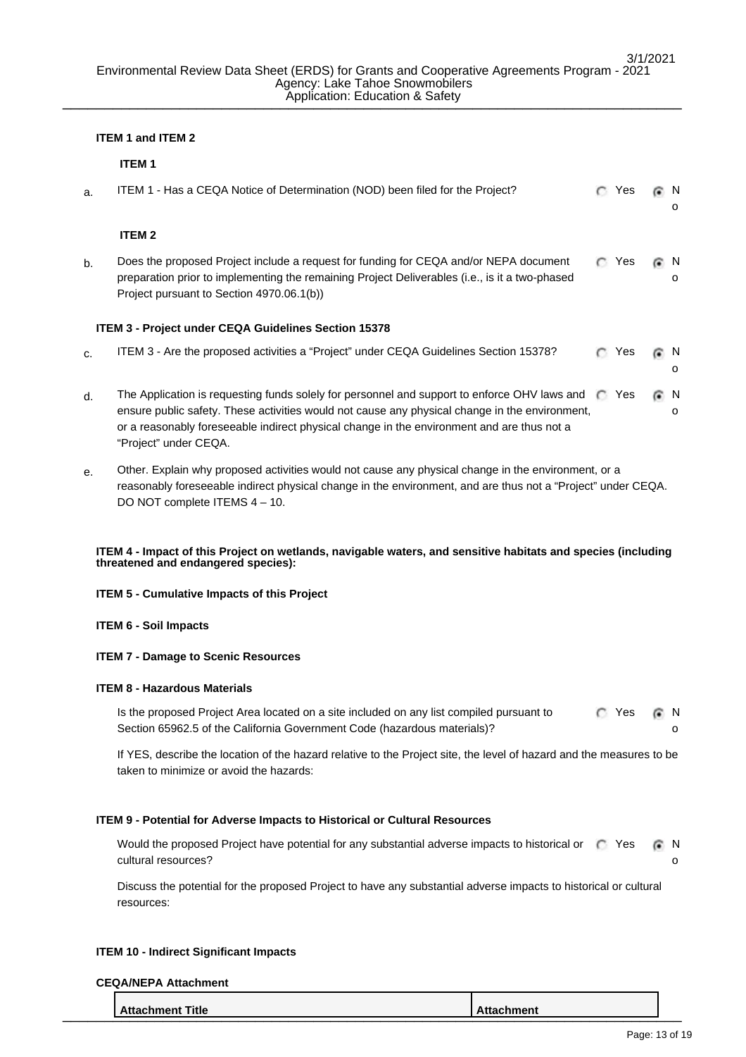3/1/2021

Environmental Review Data Sheet (ERDS) for Grants and Cooperative Agreements Program - 2021
Agency: Lake Tahoe Snowmobilers
Application: Education & Safety

**ITEM 1 and ITEM 2**

**ITEM 1**

a. ITEM 1 - Has a CEQA Notice of Determination (NOD) been filed for the Project? ○ Yes ◉ No

**ITEM 2**

b. Does the proposed Project include a request for funding for CEQA and/or NEPA document preparation prior to implementing the remaining Project Deliverables (i.e., is it a two-phased Project pursuant to Section 4970.06.1(b)) ○ Yes ◉ No

**ITEM 3 - Project under CEQA Guidelines Section 15378**

c. ITEM 3 - Are the proposed activities a "Project" under CEQA Guidelines Section 15378? ○ Yes ◉ No

d. The Application is requesting funds solely for personnel and support to enforce OHV laws and ensure public safety. These activities would not cause any physical change in the environment, or a reasonably foreseeable indirect physical change in the environment and are thus not a "Project" under CEQA. ○ Yes ◉ No

e. Other. Explain why proposed activities would not cause any physical change in the environment, or a reasonably foreseeable indirect physical change in the environment, and are thus not a "Project" under CEQA. DO NOT complete ITEMS 4 – 10.

**ITEM 4 - Impact of this Project on wetlands, navigable waters, and sensitive habitats and species (including threatened and endangered species):**

**ITEM 5 - Cumulative Impacts of this Project**

**ITEM 6 - Soil Impacts**

**ITEM 7 - Damage to Scenic Resources**

**ITEM 8 - Hazardous Materials**

Is the proposed Project Area located on a site included on any list compiled pursuant to Section 65962.5 of the California Government Code (hazardous materials)? ○ Yes ◉ No

If YES, describe the location of the hazard relative to the Project site, the level of hazard and the measures to be taken to minimize or avoid the hazards:

**ITEM 9 - Potential for Adverse Impacts to Historical or Cultural Resources**

Would the proposed Project have potential for any substantial adverse impacts to historical or cultural resources? ○ Yes ◉ No

Discuss the potential for the proposed Project to have any substantial adverse impacts to historical or cultural resources:

**ITEM 10 - Indirect Significant Impacts**

**CEQA/NEPA Attachment**

| Attachment Title | Attachment |
|---|---|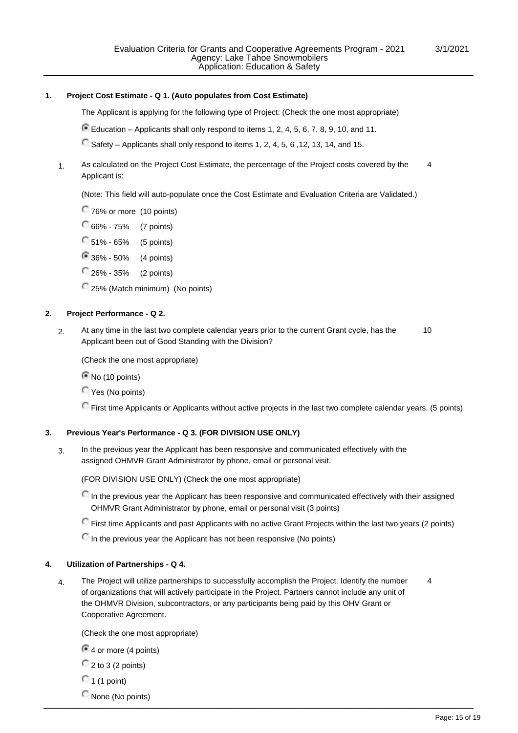**1. Project Cost Estimate - Q 1. (Auto populates from Cost Estimate)**

The Applicant is applying for the following type of Project: (Check the one most appropriate)

- (●) Education – Applicants shall only respond to items 1, 2, 4, 5, 6, 7, 8, 9, 10, and 11.
- ( ) Safety – Applicants shall only respond to items 1, 2, 4, 5, 6 ,12, 13, 14, and 15.

1. As calculated on the Project Cost Estimate, the percentage of the Project costs covered by the Applicant is: 4

   (Note: This field will auto-populate once the Cost Estimate and Evaluation Criteria are Validated.)

   - ( ) 76% or more (10 points)
   - ( ) 66% - 75% (7 points)
   - ( ) 51% - 65% (5 points)
   - (●) 36% - 50% (4 points)
   - ( ) 26% - 35% (2 points)
   - ( ) 25% (Match minimum) (No points)

**2. Project Performance - Q 2.**

2. At any time in the last two complete calendar years prior to the current Grant cycle, has the Applicant been out of Good Standing with the Division? 10

   (Check the one most appropriate)

   - (●) No (10 points)
   - ( ) Yes (No points)
   - ( ) First time Applicants or Applicants without active projects in the last two complete calendar years. (5 points)

**3. Previous Year's Performance - Q 3. (FOR DIVISION USE ONLY)**

3. In the previous year the Applicant has been responsive and communicated effectively with the assigned OHMVR Grant Administrator by phone, email or personal visit.

   (FOR DIVISION USE ONLY) (Check the one most appropriate)

   - ( ) In the previous year the Applicant has been responsive and communicated effectively with their assigned OHMVR Grant Administrator by phone, email or personal visit (3 points)
   - ( ) First time Applicants and past Applicants with no active Grant Projects within the last two years (2 points)
   - ( ) In the previous year the Applicant has not been responsive (No points)

**4. Utilization of Partnerships - Q 4.**

4. The Project will utilize partnerships to successfully accomplish the Project. Identify the number of organizations that will actively participate in the Project. Partners cannot include any unit of the OHMVR Division, subcontractors, or any participants being paid by this OHV Grant or Cooperative Agreement. 4

   (Check the one most appropriate)

   - (●) 4 or more (4 points)
   - ( ) 2 to 3 (2 points)
   - ( ) 1 (1 point)
   - ( ) None (No points)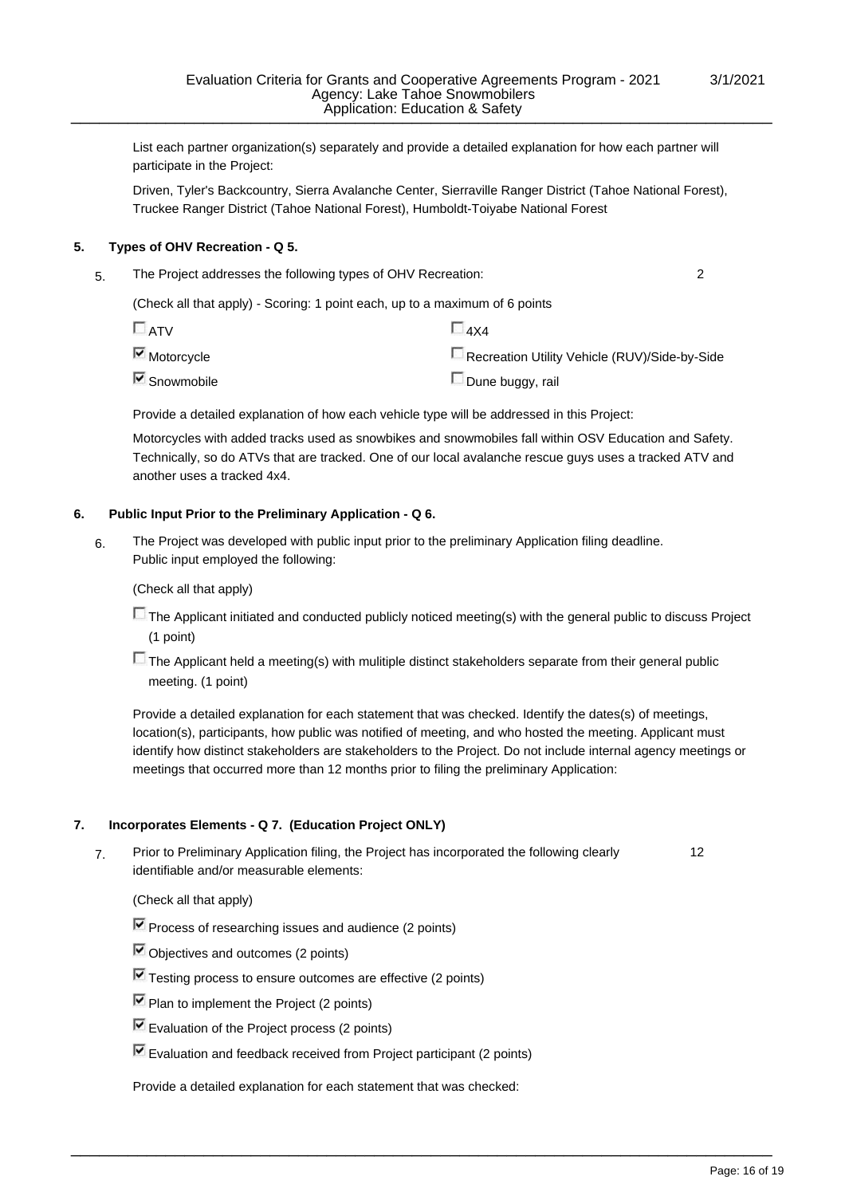List each partner organization(s) separately and provide a detailed explanation for how each partner will participate in the Project:

Driven, Tyler's Backcountry, Sierra Avalanche Center, Sierraville Ranger District (Tahoe National Forest), Truckee Ranger District (Tahoe National Forest), Humboldt-Toiyabe National Forest

## 5. Types of OHV Recreation - Q 5.

5. The Project addresses the following types of OHV Recreation: 2

(Check all that apply) - Scoring: 1 point each, up to a maximum of 6 points

- [ ] ATV
- [ ] 4X4
- [x] Motorcycle
- [ ] Recreation Utility Vehicle (RUV)/Side-by-Side
- [x] Snowmobile
- [ ] Dune buggy, rail

Provide a detailed explanation of how each vehicle type will be addressed in this Project:

Motorcycles with added tracks used as snowbikes and snowmobiles fall within OSV Education and Safety. Technically, so do ATVs that are tracked. One of our local avalanche rescue guys uses a tracked ATV and another uses a tracked 4x4.

## 6. Public Input Prior to the Preliminary Application - Q 6.

6. The Project was developed with public input prior to the preliminary Application filing deadline. Public input employed the following:

(Check all that apply)

- [ ] The Applicant initiated and conducted publicly noticed meeting(s) with the general public to discuss Project (1 point)
- [ ] The Applicant held a meeting(s) with mulitiple distinct stakeholders separate from their general public meeting. (1 point)

Provide a detailed explanation for each statement that was checked. Identify the dates(s) of meetings, location(s), participants, how public was notified of meeting, and who hosted the meeting. Applicant must identify how distinct stakeholders are stakeholders to the Project. Do not include internal agency meetings or meetings that occurred more than 12 months prior to filing the preliminary Application:

## 7. Incorporates Elements - Q 7. (Education Project ONLY)

7. Prior to Preliminary Application filing, the Project has incorporated the following clearly identifiable and/or measurable elements: 12

(Check all that apply)

- [x] Process of researching issues and audience (2 points)
- [x] Objectives and outcomes (2 points)
- [x] Testing process to ensure outcomes are effective (2 points)
- [x] Plan to implement the Project (2 points)
- [x] Evaluation of the Project process (2 points)
- [x] Evaluation and feedback received from Project participant (2 points)

Provide a detailed explanation for each statement that was checked: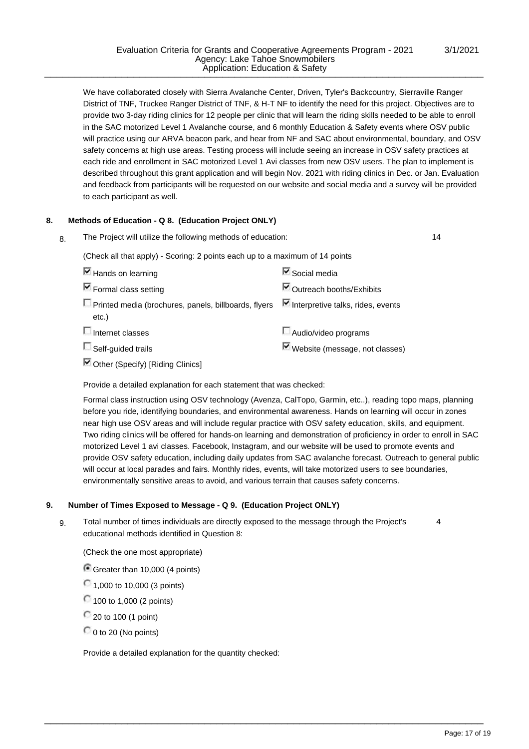We have collaborated closely with Sierra Avalanche Center, Driven, Tyler's Backcountry, Sierraville Ranger District of TNF, Truckee Ranger District of TNF, & H-T NF to identify the need for this project. Objectives are to provide two 3-day riding clinics for 12 people per clinic that will learn the riding skills needed to be able to enroll in the SAC motorized Level 1 Avalanche course, and 6 monthly Education & Safety events where OSV public will practice using our ARVA beacon park, and hear from NF and SAC about environmental, boundary, and OSV safety concerns at high use areas. Testing process will include seeing an increase in OSV safety practices at each ride and enrollment in SAC motorized Level 1 Avi classes from new OSV users. The plan to implement is described throughout this grant application and will begin Nov. 2021 with riding clinics in Dec. or Jan. Evaluation and feedback from participants will be requested on our website and social media and a survey will be provided to each participant as well.

## 8. Methods of Education - Q 8. (Education Project ONLY)

8. The Project will utilize the following methods of education: 14

(Check all that apply) - Scoring: 2 points each up to a maximum of 14 points

- [x] Hands on learning
- [x] Formal class setting
- [ ] Printed media (brochures, panels, billboards, flyers etc.)
- [ ] Internet classes
- [ ] Self-guided trails
- [x] Other (Specify) [Riding Clinics]
- [x] Social media
- [x] Outreach booths/Exhibits
- [x] Interpretive talks, rides, events
- [ ] Audio/video programs
- [x] Website (message, not classes)

Provide a detailed explanation for each statement that was checked:

Formal class instruction using OSV technology (Avenza, CalTopo, Garmin, etc..), reading topo maps, planning before you ride, identifying boundaries, and environmental awareness. Hands on learning will occur in zones near high use OSV areas and will include regular practice with OSV safety education, skills, and equipment. Two riding clinics will be offered for hands-on learning and demonstration of proficiency in order to enroll in SAC motorized Level 1 avi classes. Facebook, Instagram, and our website will be used to promote events and provide OSV safety education, including daily updates from SAC avalanche forecast. Outreach to general public will occur at local parades and fairs. Monthly rides, events, will take motorized users to see boundaries, environmentally sensitive areas to avoid, and various terrain that causes safety concerns.

## 9. Number of Times Exposed to Message - Q 9. (Education Project ONLY)

9. Total number of times individuals are directly exposed to the message through the Project's educational methods identified in Question 8: 4

(Check the one most appropriate)

- (x) Greater than 10,000 (4 points)
- ( ) 1,000 to 10,000 (3 points)
- ( ) 100 to 1,000 (2 points)
- ( ) 20 to 100 (1 point)
- ( ) 0 to 20 (No points)

Provide a detailed explanation for the quantity checked: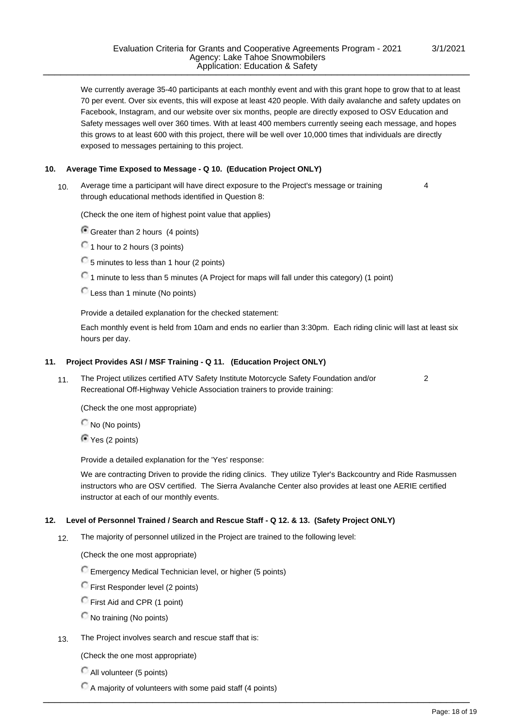We currently average 35-40 participants at each monthly event and with this grant hope to grow that to at least 70 per event. Over six events, this will expose at least 420 people. With daily avalanche and safety updates on Facebook, Instagram, and our website over six months, people are directly exposed to OSV Education and Safety messages well over 360 times. With at least 400 members currently seeing each message, and hopes this grows to at least 600 with this project, there will be well over 10,000 times that individuals are directly exposed to messages pertaining to this project.

### 10. Average Time Exposed to Message - Q 10. (Education Project ONLY)

10. Average time a participant will have direct exposure to the Project's message or training through educational methods identified in Question 8: **4**

(Check the one item of highest point value that applies)

- (●) Greater than 2 hours (4 points)
- ( ) 1 hour to 2 hours (3 points)
- ( ) 5 minutes to less than 1 hour (2 points)
- ( ) 1 minute to less than 5 minutes (A Project for maps will fall under this category) (1 point)
- ( ) Less than 1 minute (No points)

Provide a detailed explanation for the checked statement:

Each monthly event is held from 10am and ends no earlier than 3:30pm. Each riding clinic will last at least six hours per day.

### 11. Project Provides ASI / MSF Training - Q 11. (Education Project ONLY)

11. The Project utilizes certified ATV Safety Institute Motorcycle Safety Foundation and/or Recreational Off-Highway Vehicle Association trainers to provide training: **2**

(Check the one most appropriate)

- ( ) No (No points)
- (●) Yes (2 points)

Provide a detailed explanation for the 'Yes' response:

We are contracting Driven to provide the riding clinics. They utilize Tyler's Backcountry and Ride Rasmussen instructors who are OSV certified. The Sierra Avalanche Center also provides at least one AERIE certified instructor at each of our monthly events.

### 12. Level of Personnel Trained / Search and Rescue Staff - Q 12. & 13. (Safety Project ONLY)

12. The majority of personnel utilized in the Project are trained to the following level:

(Check the one most appropriate)

- ( ) Emergency Medical Technician level, or higher (5 points)
- ( ) First Responder level (2 points)
- ( ) First Aid and CPR (1 point)
- ( ) No training (No points)

13. The Project involves search and rescue staff that is:

(Check the one most appropriate)

- ( ) All volunteer (5 points)
- ( ) A majority of volunteers with some paid staff (4 points)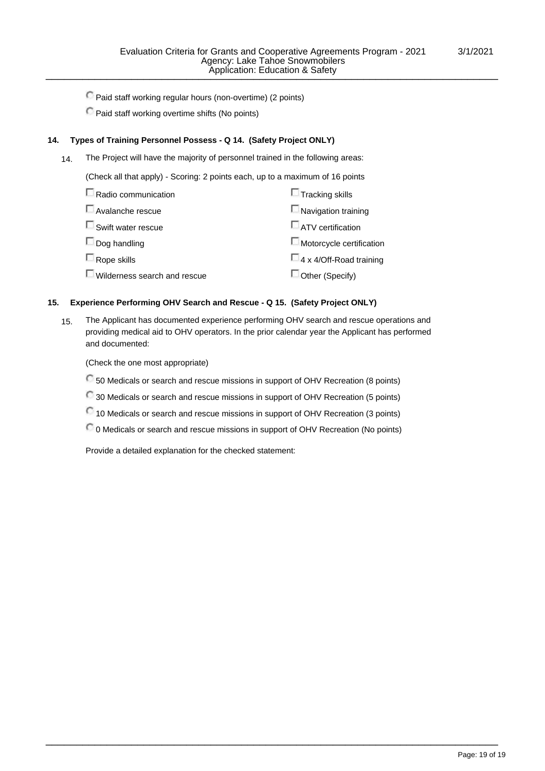- Paid staff working regular hours (non-overtime) (2 points)
- Paid staff working overtime shifts (No points)

### 14. Types of Training Personnel Possess - Q 14. (Safety Project ONLY)

14. The Project will have the majority of personnel trained in the following areas:

(Check all that apply) - Scoring: 2 points each, up to a maximum of 16 points

- Radio communication
- Avalanche rescue
- Swift water rescue
- Dog handling
- Rope skills
- Wilderness search and rescue
- Tracking skills
- Navigation training
- ATV certification
- Motorcycle certification
- 4 x 4/Off-Road training
- Other (Specify)

### 15. Experience Performing OHV Search and Rescue - Q 15. (Safety Project ONLY)

15. The Applicant has documented experience performing OHV search and rescue operations and providing medical aid to OHV operators. In the prior calendar year the Applicant has performed and documented:

(Check the one most appropriate)

- 50 Medicals or search and rescue missions in support of OHV Recreation (8 points)
- 30 Medicals or search and rescue missions in support of OHV Recreation (5 points)
- 10 Medicals or search and rescue missions in support of OHV Recreation (3 points)
- 0 Medicals or search and rescue missions in support of OHV Recreation (No points)

Provide a detailed explanation for the checked statement: